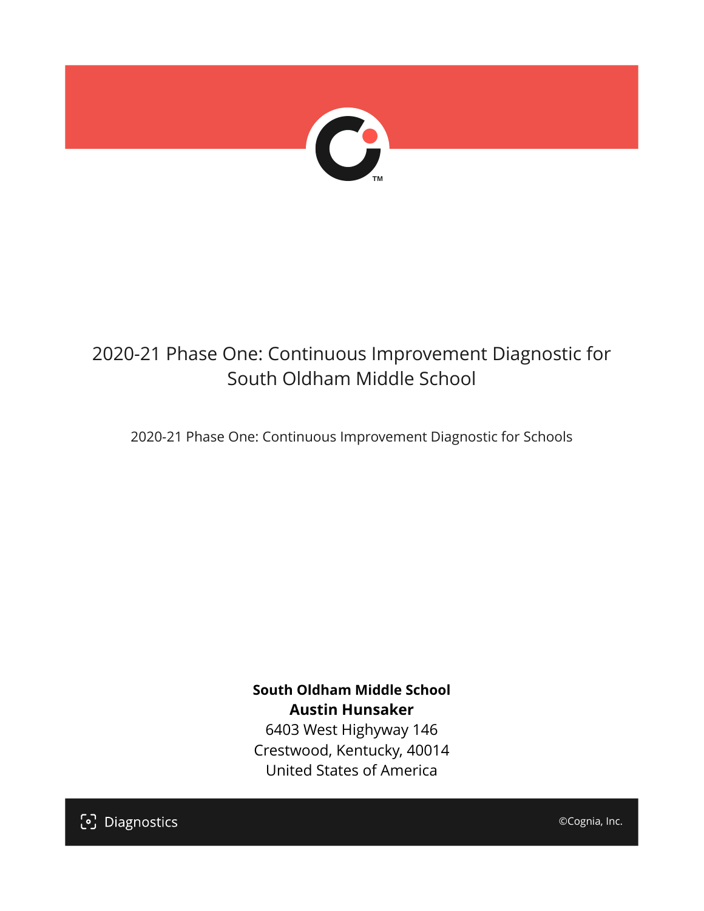# 2020-21 Phase One: Continuous Improvement Diagnostic for South Oldham Middle School

2020-21 Phase One: Continuous Improvement Diagnostic for Schools

**South Oldham Middle School**
**Austin Hunsaker**
6403 West Highyway 146
Crestwood, Kentucky, 40014
United States of America

Diagnostics

©Cognia, Inc.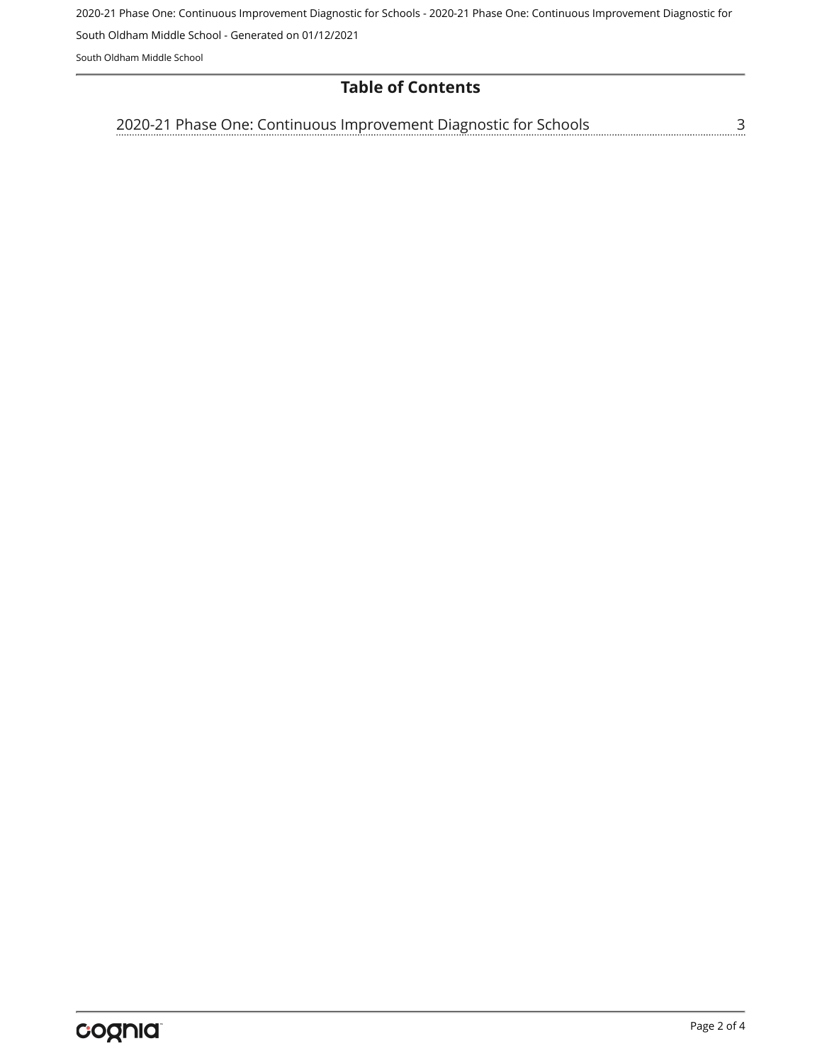# Table of Contents

2020-21 Phase One: Continuous Improvement Diagnostic for Schools ........ 3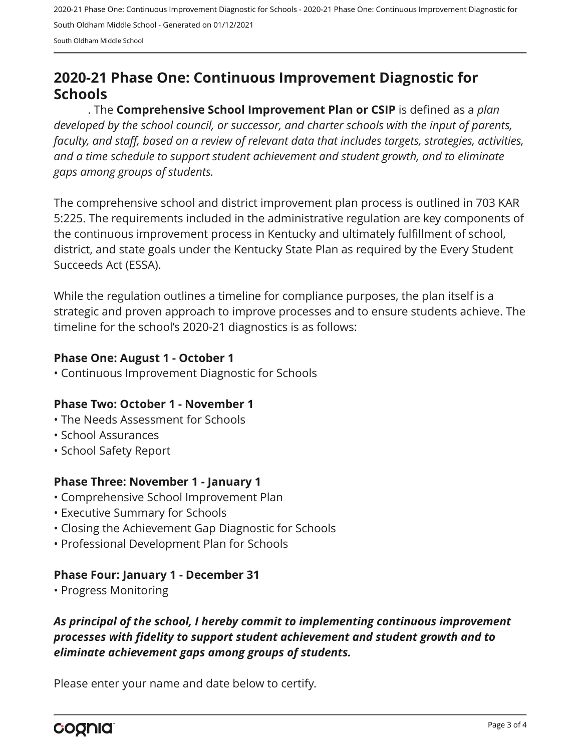# 2020-21 Phase One: Continuous Improvement Diagnostic for Schools

. The **Comprehensive School Improvement Plan or CSIP** is defined as a *plan developed by the school council, or successor, and charter schools with the input of parents, faculty, and staff, based on a review of relevant data that includes targets, strategies, activities, and a time schedule to support student achievement and student growth, and to eliminate gaps among groups of students.*

The comprehensive school and district improvement plan process is outlined in 703 KAR 5:225. The requirements included in the administrative regulation are key components of the continuous improvement process in Kentucky and ultimately fulfillment of school, district, and state goals under the Kentucky State Plan as required by the Every Student Succeeds Act (ESSA).

While the regulation outlines a timeline for compliance purposes, the plan itself is a strategic and proven approach to improve processes and to ensure students achieve. The timeline for the school's 2020-21 diagnostics is as follows:

**Phase One: August 1 - October 1**

• Continuous Improvement Diagnostic for Schools

**Phase Two: October 1 - November 1**

• The Needs Assessment for Schools
• School Assurances
• School Safety Report

**Phase Three: November 1 - January 1**

• Comprehensive School Improvement Plan
• Executive Summary for Schools
• Closing the Achievement Gap Diagnostic for Schools
• Professional Development Plan for Schools

**Phase Four: January 1 - December 31**

• Progress Monitoring

***As principal of the school, I hereby commit to implementing continuous improvement processes with fidelity to support student achievement and student growth and to eliminate achievement gaps among groups of students.***

Please enter your name and date below to certify.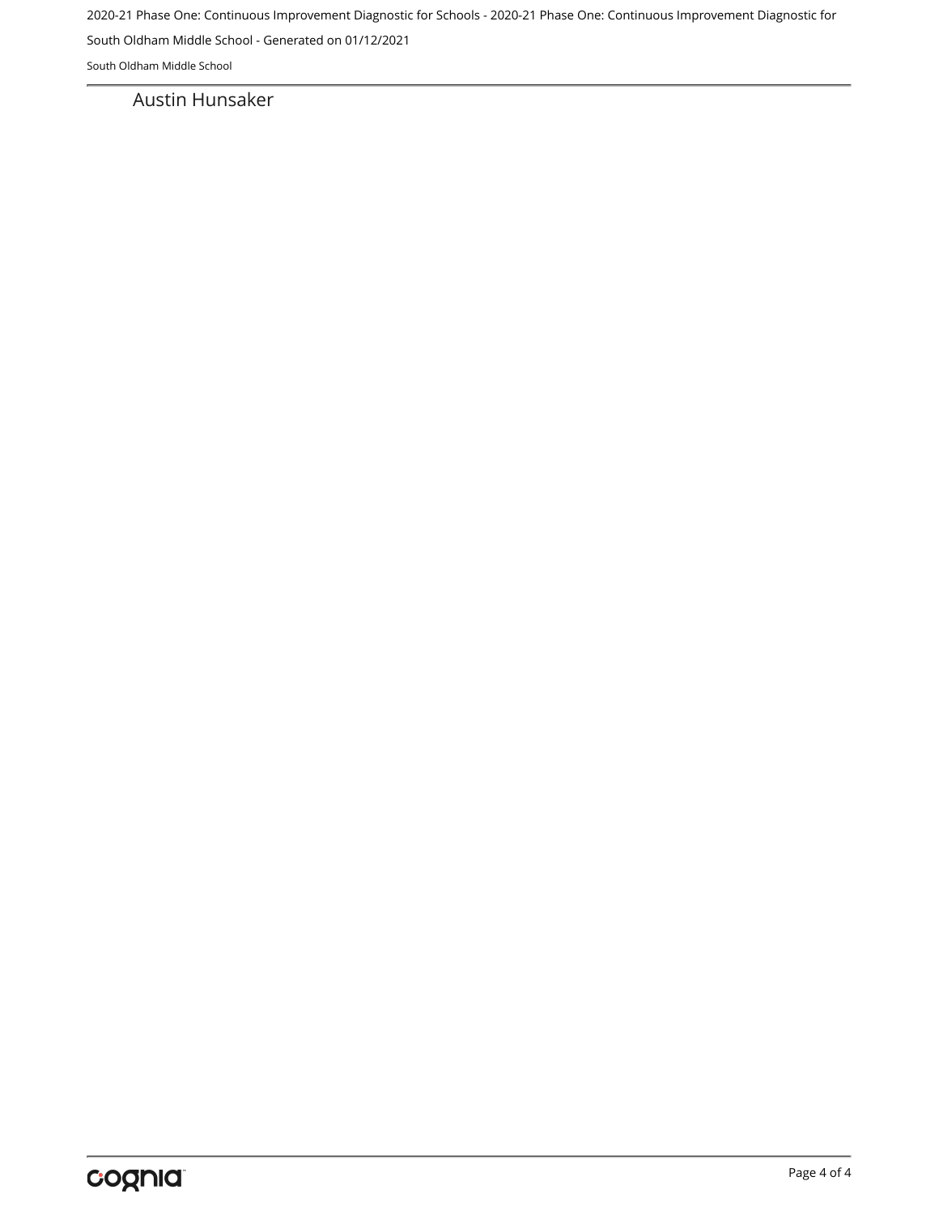Austin Hunsaker